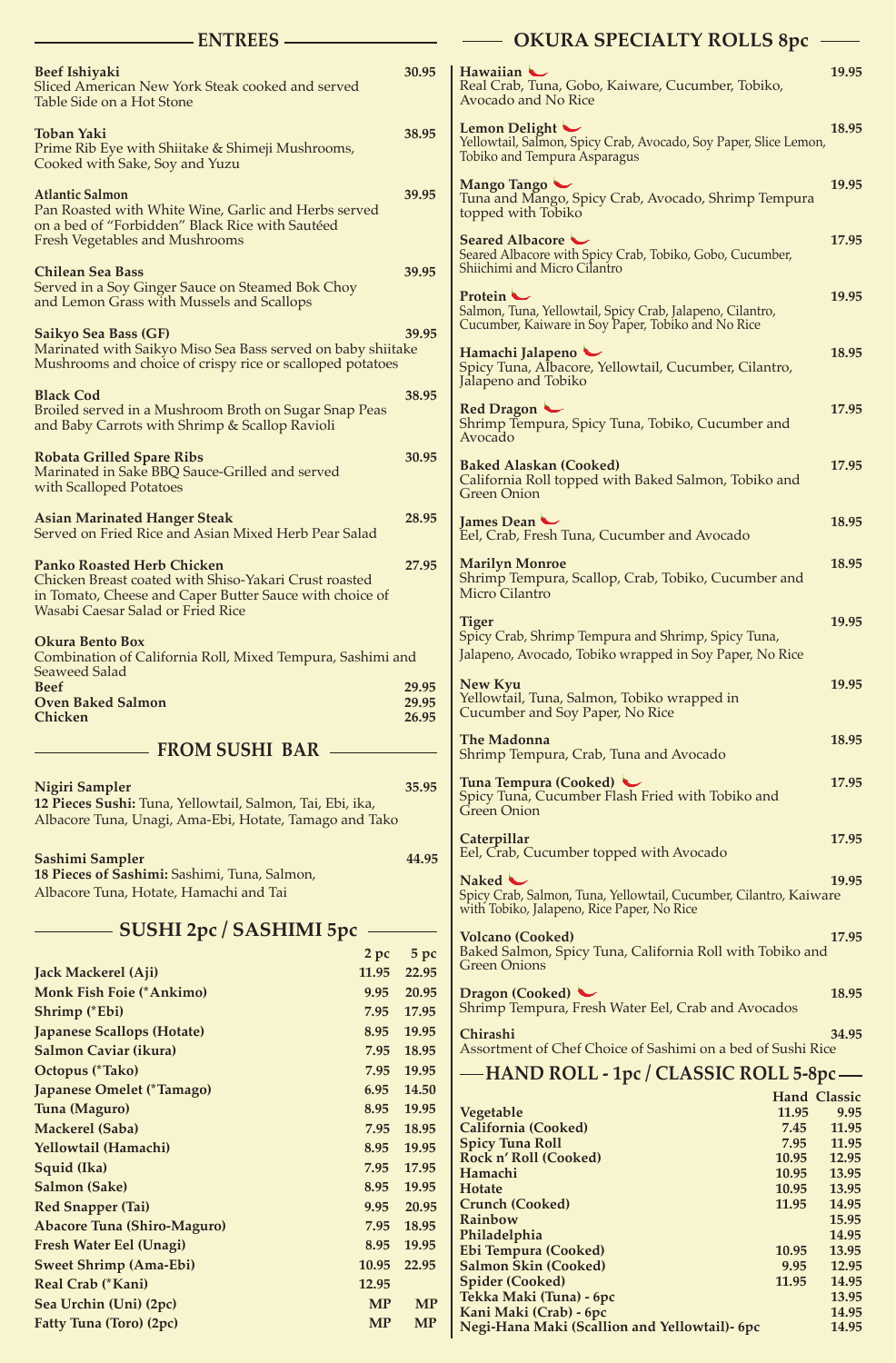## ENTREES

**Beef Ishiyaki** — 30.95
Sliced American New York Steak cooked and served Table Side on a Hot Stone

**Toban Yaki** — 38.95
Prime Rib Eye with Shiitake & Shimeji Mushrooms, Cooked with Sake, Soy and Yuzu

**Atlantic Salmon** — 39.95
Pan Roasted with White Wine, Garlic and Herbs served on a bed of "Forbidden" Black Rice with Sautéed Fresh Vegetables and Mushrooms

**Chilean Sea Bass** — 39.95
Served in a Soy Ginger Sauce on Steamed Bok Choy and Lemon Grass with Mussels and Scallops

**Saikyo Sea Bass (GF)** — 39.95
Marinated with Saikyo Miso Sea Bass served on baby shiitake Mushrooms and choice of crispy rice or scalloped potatoes

**Black Cod** — 38.95
Broiled served in a Mushroom Broth on Sugar Snap Peas and Baby Carrots with Shrimp & Scallop Ravioli

**Robata Grilled Spare Ribs** — 30.95
Marinated in Sake BBQ Sauce-Grilled and served with Scalloped Potatoes

**Asian Marinated Hanger Steak** — 28.95
Served on Fried Rice and Asian Mixed Herb Pear Salad

**Panko Roasted Herb Chicken** — 27.95
Chicken Breast coated with Shiso-Yakari Crust roasted in Tomato, Cheese and Caper Butter Sauce with choice of Wasabi Caesar Salad or Fried Rice

**Okura Bento Box**
Combination of California Roll, Mixed Tempura, Sashimi and Seaweed Salad
- **Beef** — 29.95
- **Oven Baked Salmon** — 29.95
- **Chicken** — 26.95

## FROM SUSHI BAR

**Nigiri Sampler** — 35.95
**12 Pieces Sushi:** Tuna, Yellowtail, Salmon, Tai, Ebi, ika, Albacore Tuna, Unagi, Ama-Ebi, Hotate, Tamago and Tako

**Sashimi Sampler** — 44.95
**18 Pieces of Sashimi:** Sashimi, Tuna, Salmon, Albacore Tuna, Hotate, Hamachi and Tai

## SUSHI 2pc / SASHIMI 5pc

| | 2 pc | 5 pc |
|---|---|---|
| Jack Mackerel (Aji) | 11.95 | 22.95 |
| Monk Fish Foie (*Ankimo) | 9.95 | 20.95 |
| Shrimp (*Ebi) | 7.95 | 17.95 |
| Japanese Scallops (Hotate) | 8.95 | 19.95 |
| Salmon Caviar (ikura) | 7.95 | 18.95 |
| Octopus (*Tako) | 7.95 | 19.95 |
| Japanese Omelet (*Tamago) | 6.95 | 14.50 |
| Tuna (Maguro) | 8.95 | 19.95 |
| Mackerel (Saba) | 7.95 | 18.95 |
| Yellowtail (Hamachi) | 8.95 | 19.95 |
| Squid (Ika) | 7.95 | 17.95 |
| Salmon (Sake) | 8.95 | 19.95 |
| Red Snapper (Tai) | 9.95 | 20.95 |
| Abacore Tuna (Shiro-Maguro) | 7.95 | 18.95 |
| Fresh Water Eel (Unagi) | 8.95 | 19.95 |
| Sweet Shrimp (Ama-Ebi) | 10.95 | 22.95 |
| Real Crab (*Kani) | 12.95 | |
| Sea Urchin (Uni) (2pc) | MP | MP |
| Fatty Tuna (Toro) (2pc) | MP | MP |

## OKURA SPECIALTY ROLLS 8pc

**Hawaiian** — 19.95
Real Crab, Tuna, Gobo, Kaiware, Cucumber, Tobiko, Avocado and No Rice

**Lemon Delight** — 18.95
Yellowtail, Salmon, Spicy Crab, Avocado, Soy Paper, Slice Lemon, Tobiko and Tempura Asparagus

**Mango Tango** — 19.95
Tuna and Mango, Spicy Crab, Avocado, Shrimp Tempura topped with Tobiko

**Seared Albacore** — 17.95
Seared Albacore with Spicy Crab, Tobiko, Gobo, Cucumber, Shiichimi and Micro Cilantro

**Protein** — 19.95
Salmon, Tuna, Yellowtail, Spicy Crab, Jalapeno, Cilantro, Cucumber, Kaiware in Soy Paper, Tobiko and No Rice

**Hamachi Jalapeno** — 18.95
Spicy Tuna, Albacore, Yellowtail, Cucumber, Cilantro, Jalapeno and Tobiko

**Red Dragon** — 17.95
Shrimp Tempura, Spicy Tuna, Tobiko, Cucumber and Avocado

**Baked Alaskan (Cooked)** — 17.95
California Roll topped with Baked Salmon, Tobiko and Green Onion

**James Dean** — 18.95
Eel, Crab, Fresh Tuna, Cucumber and Avocado

**Marilyn Monroe** — 18.95
Shrimp Tempura, Scallop, Crab, Tobiko, Cucumber and Micro Cilantro

**Tiger** — 19.95
Spicy Crab, Shrimp Tempura and Shrimp, Spicy Tuna, Jalapeno, Avocado, Tobiko wrapped in Soy Paper, No Rice

**New Kyu** — 19.95
Yellowtail, Tuna, Salmon, Tobiko wrapped in Cucumber and Soy Paper, No Rice

**The Madonna** — 18.95
Shrimp Tempura, Crab, Tuna and Avocado

**Tuna Tempura (Cooked)** — 17.95
Spicy Tuna, Cucumber Flash Fried with Tobiko and Green Onion

**Caterpillar** — 17.95
Eel, Crab, Cucumber topped with Avocado

**Naked** — 19.95
Spicy Crab, Salmon, Tuna, Yellowtail, Cucumber, Cilantro, Kaiware with Tobiko, Jalapeno, Rice Paper, No Rice

**Volcano (Cooked)** — 17.95
Baked Salmon, Spicy Tuna, California Roll with Tobiko and Green Onions

**Dragon (Cooked)** — 18.95
Shrimp Tempura, Fresh Water Eel, Crab and Avocados

**Chirashi** — 34.95
Assortment of Chef Choice of Sashimi on a bed of Sushi Rice

## HAND ROLL - 1pc / CLASSIC ROLL 5-8pc

| | Hand | Classic |
|---|---|---|
| Vegetable | 11.95 | 9.95 |
| California (Cooked) | 7.45 | 11.95 |
| Spicy Tuna Roll | 7.95 | 11.95 |
| Rock n' Roll (Cooked) | 10.95 | 12.95 |
| Hamachi | 10.95 | 13.95 |
| Hotate | 10.95 | 13.95 |
| Crunch (Cooked) | 11.95 | 14.95 |
| Rainbow | | 15.95 |
| Philadelphia | | 14.95 |
| Ebi Tempura (Cooked) | 10.95 | 13.95 |
| Salmon Skin (Cooked) | 9.95 | 12.95 |
| Spider (Cooked) | 11.95 | 14.95 |
| Tekka Maki (Tuna) - 6pc | | 13.95 |
| Kani Maki (Crab) - 6pc | | 14.95 |
| Negi-Hana Maki (Scallion and Yellowtail)- 6pc | | 14.95 |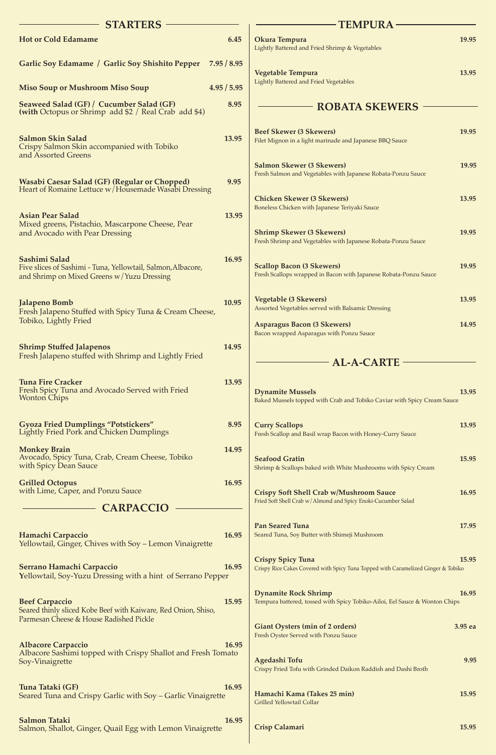## STARTERS

**Hot or Cold Edamame** 6.45

**Garlic Soy Edamame / Garlic Soy Shishito Pepper** 7.95 / 8.95

**Miso Soup or Mushroom Miso Soup** 4.95 / 5.95

**Seaweed Salad (GF) / Cucumber Salad (GF)** 8.95
**(with** Octopus or Shrimp add $2 / Real Crab add $4)

**Salmon Skin Salad** 13.95
Crispy Salmon Skin accompanied with Tobiko and Assorted Greens

**Wasabi Caesar Salad (GF) (Regular or Chopped)** 9.95
Heart of Romaine Lettuce w/Housemade Wasabi Dressing

**Asian Pear Salad** 13.95
Mixed greens, Pistachio, Mascarpone Cheese, Pear and Avocado with Pear Dressing

**Sashimi Salad** 16.95
Five slices of Sashimi - Tuna, Yellowtail, Salmon,Albacore, and Shrimp on Mixed Greens w/Yuzu Dressing

**Jalapeno Bomb** 10.95
Fresh Jalapeno Stuffed with Spicy Tuna & Cream Cheese, Tobiko, Lightly Fried

**Shrimp Stuffed Jalapenos** 14.95
Fresh Jalapeno stuffed with Shrimp and Lightly Fried

**Tuna Fire Cracker** 13.95
Fresh Spicy Tuna and Avocado Served with Fried Wonton Chips

**Gyoza Fried Dumplings "Potstickers"** 8.95
Lightly Fried Pork and Chicken Dumplings

**Monkey Brain** 14.95
Avocado, Spicy Tuna, Crab, Cream Cheese, Tobiko with Spicy Dean Sauce

**Grilled Octopus** 16.95
with Lime, Caper, and Ponzu Sauce

## CARPACCIO

**Hamachi Carpaccio** 16.95
Yellowtail, Ginger, Chives with Soy – Lemon Vinaigrette

**Serrano Hamachi Carpaccio** 16.95
Yellowtail, Soy-Yuzu Dressing with a hint of Serrano Pepper

**Beef Carpaccio** 15.95
Seared thinly sliced Kobe Beef with Kaiware, Red Onion, Shiso, Parmesan Cheese & House Radished Pickle

**Albacore Carpaccio** 16.95
Albacore Sashimi topped with Crispy Shallot and Fresh Tomato Soy-Vinaigrette

**Tuna Tataki (GF)** 16.95
Seared Tuna and Crispy Garlic with Soy – Garlic Vinaigrette

**Salmon Tataki** 16.95
Salmon, Shallot, Ginger, Quail Egg with Lemon Vinaigrette

## TEMPURA

**Okura Tempura** 19.95
Lightly Battered and Fried Shrimp & Vegetables

**Vegetable Tempura** 13.95
Lightly Battered and Fried Vegetables

## ROBATA SKEWERS

**Beef Skewer (3 Skewers)** 19.95
Filet Mignon in a light marinade and Japanese BBQ Sauce

**Salmon Skewer (3 Skewers)** 19.95
Fresh Salmon and Vegetables with Japanese Robata-Ponzu Sauce

**Chicken Skewer (3 Skewers)** 13.95
Boneless Chicken with Japanese Teriyaki Sauce

**Shrimp Skewer (3 Skewers)** 19.95
Fresh Shrimp and Vegetables with Japanese Robata-Ponzu Sauce

**Scallop Bacon (3 Skewers)** 19.95
Fresh Scallops wrapped in Bacon with Japanese Robata-Ponzu Sauce

**Vegetable (3 Skewers)** 13.95
Assorted Vegetables served with Balsamic Dressing

**Asparagus Bacon (3 Skewers)** 14.95
Bacon wrapped Asparagus with Ponzu Sauce

## AL-A-CARTE

**Dynamite Mussels** 13.95
Baked Mussels topped with Crab and Tobiko Caviar with Spicy Cream Sauce

**Curry Scallops** 13.95
Fresh Scallop and Basil wrap Bacon with Honey-Curry Sauce

**Seafood Gratin** 15.95
Shrimp & Scallops baked with White Mushrooms with Spicy Cream

**Crispy Soft Shell Crab w/Mushroom Sauce** 16.95
Fried Soft Shell Crab w/Almond and Spicy Enoki-Cucumber Salad

**Pan Seared Tuna** 17.95
Seared Tuna, Soy Butter with Shimeji Mushroom

**Crispy Spicy Tuna** 15.95
Crispy Rice Cakes Covered with Spicy Tuna Topped with Caramelized Ginger & Tobiko

**Dynamite Rock Shrimp** 16.95
Tempura battered, tossed with Spicy Tobiko-Ailoi, Eel Sauce & Wonton Chips

**Giant Oysters (min of 2 orders)** 3.95 ea
Fresh Oyster Served with Ponzu Sauce

**Agedashi Tofu** 9.95
Crispy Fried Tofu with Grinded Daikon Raddish and Dashi Broth

**Hamachi Kama (Takes 25 min)** 15.95
Grilled Yellowtail Collar

**Crisp Calamari** 15.95